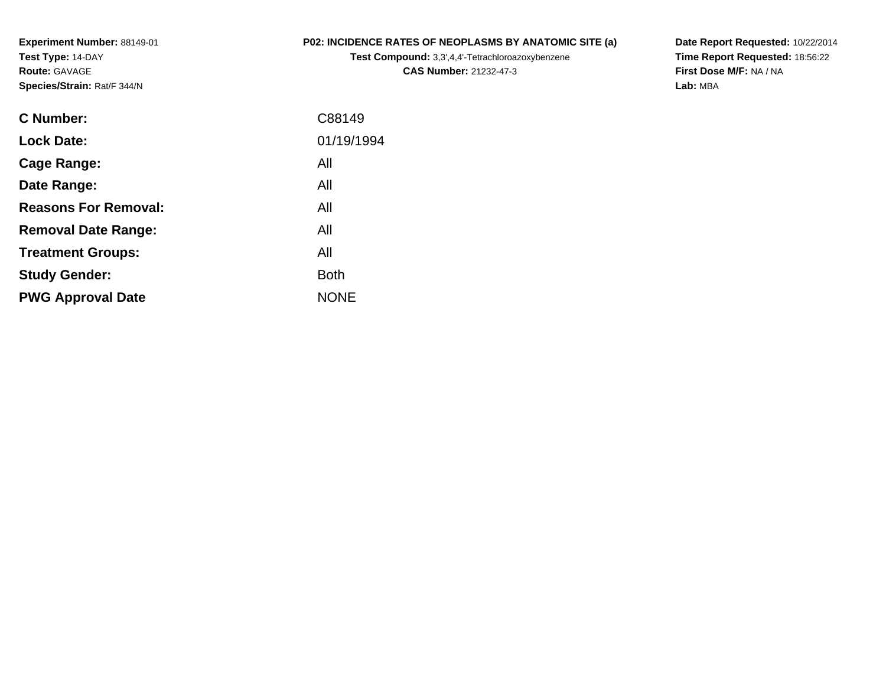**Experiment Number:** 88149-01
**Test Type:** 14-DAY
**Route:** GAVAGE
**Species/Strain:** Rat/F 344/N

**P02: INCIDENCE RATES OF NEOPLASMS BY ANATOMIC SITE (a)**
**Test Compound:** 3,3',4,4'-Tetrachloroazoxybenzene
**CAS Number:** 21232-47-3

**Date Report Requested:** 10/22/2014
**Time Report Requested:** 18:56:22
**First Dose M/F:** NA / NA
**Lab:** MBA

| | |
|---|---|
| **C Number:** | C88149 |
| **Lock Date:** | 01/19/1994 |
| **Cage Range:** | All |
| **Date Range:** | All |
| **Reasons For Removal:** | All |
| **Removal Date Range:** | All |
| **Treatment Groups:** | All |
| **Study Gender:** | Both |
| **PWG Approval Date** | NONE |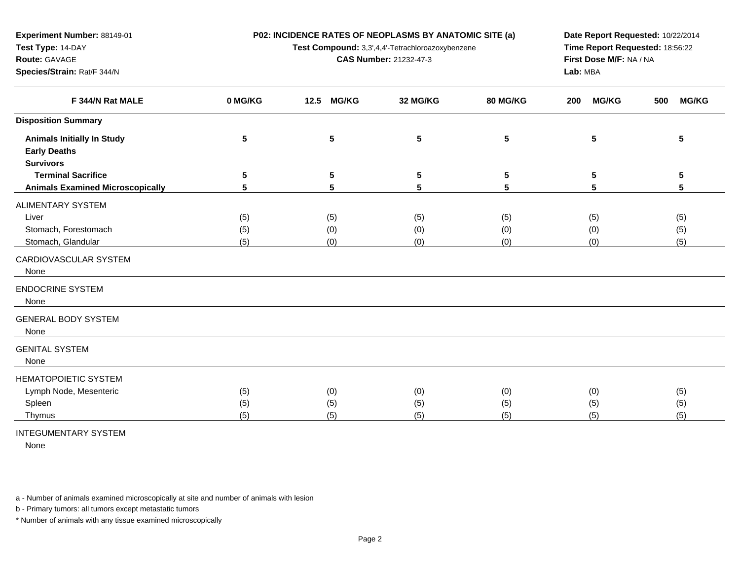**Experiment Number:** 88149-01
**Test Type:** 14-DAY
**Route:** GAVAGE
**Species/Strain:** Rat/F 344/N

**P02: INCIDENCE RATES OF NEOPLASMS BY ANATOMIC SITE (a)**
**Test Compound:** 3,3',4,4'-Tetrachloroazoxybenzene
**CAS Number:** 21232-47-3

**Date Report Requested:** 10/22/2014
**Time Report Requested:** 18:56:22
**First Dose M/F:** NA / NA
**Lab:** MBA

| F 344/N Rat MALE | 0 MG/KG | 12.5 MG/KG | 32 MG/KG | 80 MG/KG | 200 MG/KG | 500 MG/KG |
|---|---|---|---|---|---|---|
| **Disposition Summary** | | | | | | |
| **Animals Initially In Study** | **5** | **5** | **5** | **5** | **5** | **5** |
| **Early Deaths** | | | | | | |
| **Survivors** | | | | | | |
| **Terminal Sacrifice** | **5** | **5** | **5** | **5** | **5** | **5** |
| **Animals Examined Microscopically** | **5** | **5** | **5** | **5** | **5** | **5** |
| ALIMENTARY SYSTEM | | | | | | |
| Liver | (5) | (5) | (5) | (5) | (5) | (5) |
| Stomach, Forestomach | (5) | (0) | (0) | (0) | (0) | (5) |
| Stomach, Glandular | (5) | (0) | (0) | (0) | (0) | (5) |
| CARDIOVASCULAR SYSTEM | | | | | | |
| None | | | | | | |
| ENDOCRINE SYSTEM | | | | | | |
| None | | | | | | |
| GENERAL BODY SYSTEM | | | | | | |
| None | | | | | | |
| GENITAL SYSTEM | | | | | | |
| None | | | | | | |
| HEMATOPOIETIC SYSTEM | | | | | | |
| Lymph Node, Mesenteric | (5) | (0) | (0) | (0) | (0) | (5) |
| Spleen | (5) | (5) | (5) | (5) | (5) | (5) |
| Thymus | (5) | (5) | (5) | (5) | (5) | (5) |
| INTEGUMENTARY SYSTEM | | | | | | |
| None | | | | | | |

a - Number of animals examined microscopically at site and number of animals with lesion

b - Primary tumors: all tumors except metastatic tumors

* Number of animals with any tissue examined microscopically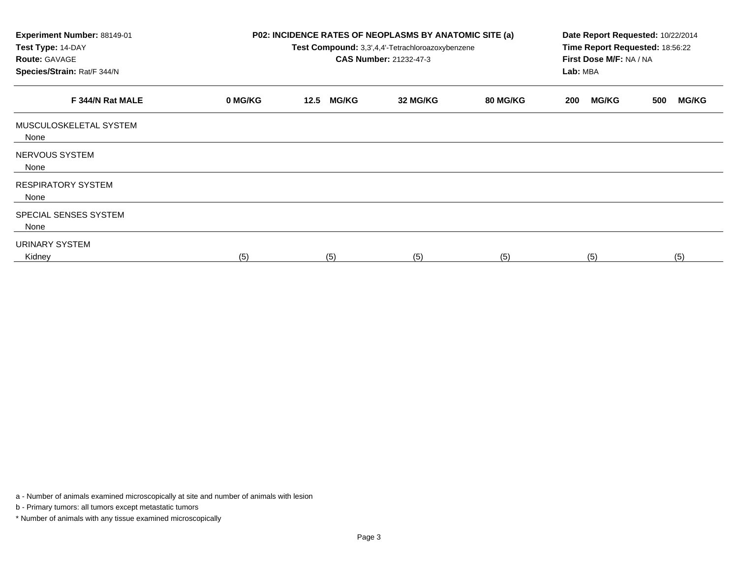**Experiment Number:** 88149-01
**Test Type:** 14-DAY
**Route:** GAVAGE
**Species/Strain:** Rat/F 344/N

**P02: INCIDENCE RATES OF NEOPLASMS BY ANATOMIC SITE (a)**
**Test Compound:** 3,3',4,4'-Tetrachloroazoxybenzene
**CAS Number:** 21232-47-3

**Date Report Requested:** 10/22/2014
**Time Report Requested:** 18:56:22
**First Dose M/F:** NA / NA
**Lab:** MBA

| F 344/N Rat MALE | 0 MG/KG | 12.5 MG/KG | 32 MG/KG | 80 MG/KG | 200 MG/KG | 500 MG/KG |
|---|---|---|---|---|---|---|
| MUSCULOSKELETAL SYSTEM | | | | | | |
| None | | | | | | |
| NERVOUS SYSTEM | | | | | | |
| None | | | | | | |
| RESPIRATORY SYSTEM | | | | | | |
| None | | | | | | |
| SPECIAL SENSES SYSTEM | | | | | | |
| None | | | | | | |
| URINARY SYSTEM | | | | | | |
| Kidney | (5) | (5) | (5) | (5) | (5) | (5) |

a - Number of animals examined microscopically at site and number of animals with lesion

b - Primary tumors: all tumors except metastatic tumors

* Number of animals with any tissue examined microscopically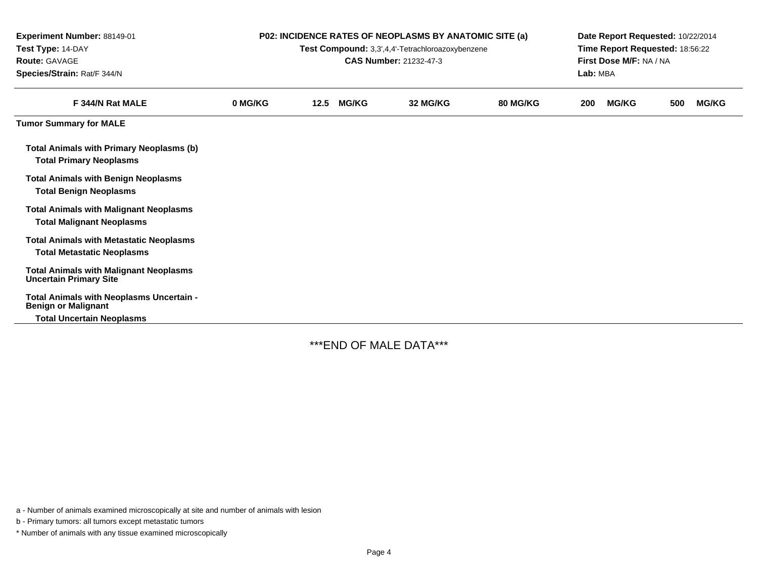**Experiment Number:** 88149-01
**Test Type:** 14-DAY
**Route:** GAVAGE
**Species/Strain:** Rat/F 344/N

**P02: INCIDENCE RATES OF NEOPLASMS BY ANATOMIC SITE (a)**
**Test Compound:** 3,3',4,4'-Tetrachloroazoxybenzene
**CAS Number:** 21232-47-3

**Date Report Requested:** 10/22/2014
**Time Report Requested:** 18:56:22
**First Dose M/F:** NA / NA
**Lab:** MBA

| F 344/N Rat MALE | 0 MG/KG | 12.5 MG/KG | 32 MG/KG | 80 MG/KG | 200 MG/KG | 500 MG/KG |
|---|---|---|---|---|---|---|
| **Tumor Summary for MALE** | | | | | | |
| **Total Animals with Primary Neoplasms (b)** | | | | | | |
| **Total Primary Neoplasms** | | | | | | |
| **Total Animals with Benign Neoplasms** | | | | | | |
| **Total Benign Neoplasms** | | | | | | |
| **Total Animals with Malignant Neoplasms** | | | | | | |
| **Total Malignant Neoplasms** | | | | | | |
| **Total Animals with Metastatic Neoplasms** | | | | | | |
| **Total Metastatic Neoplasms** | | | | | | |
| **Total Animals with Malignant Neoplasms Uncertain Primary Site** | | | | | | |
| **Total Animals with Neoplasms Uncertain - Benign or Malignant** | | | | | | |
| **Total Uncertain Neoplasms** | | | | | | |

***END OF MALE DATA***

a - Number of animals examined microscopically at site and number of animals with lesion

b - Primary tumors: all tumors except metastatic tumors

* Number of animals with any tissue examined microscopically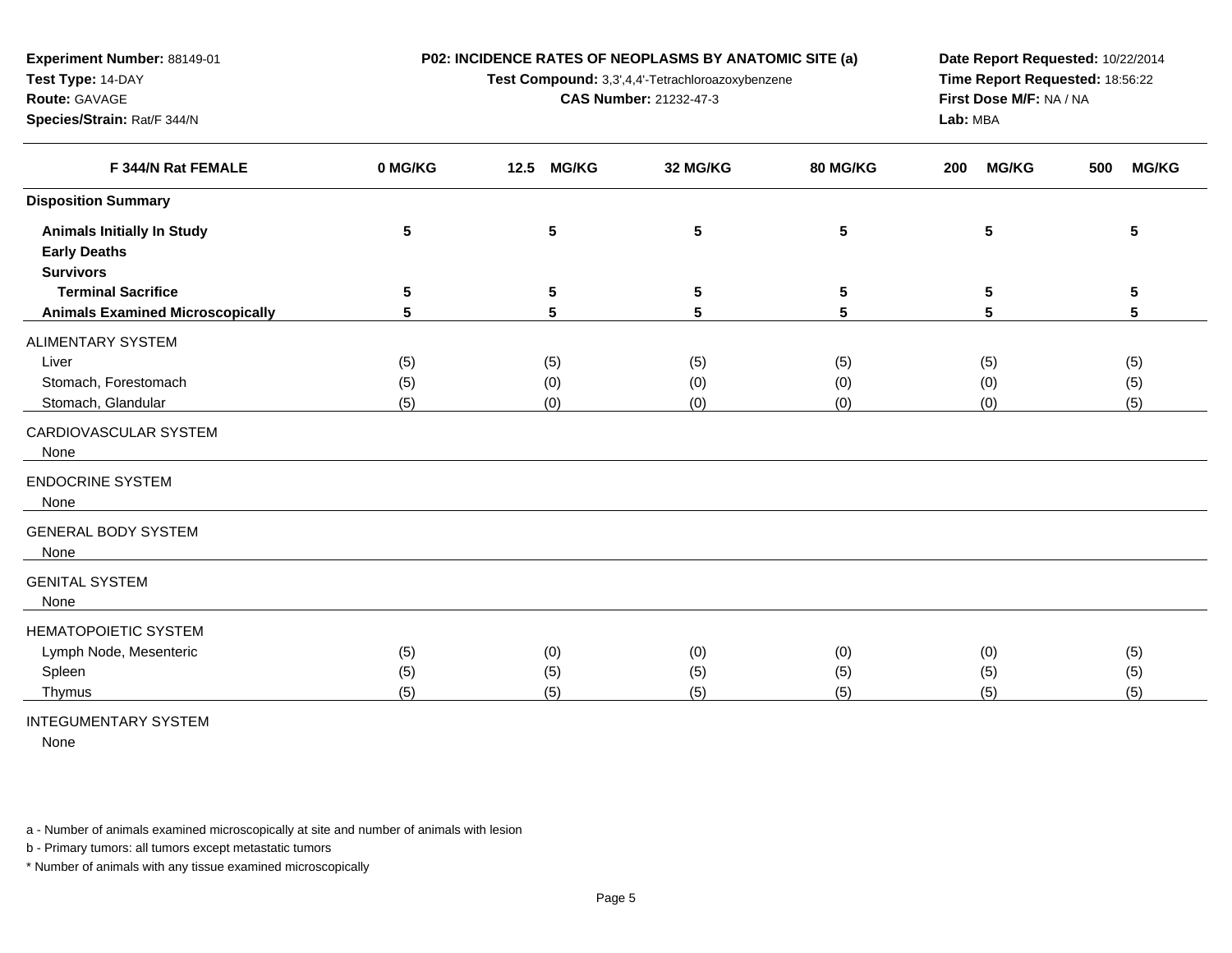**Experiment Number:** 88149-01
**Test Type:** 14-DAY
**Route:** GAVAGE
**Species/Strain:** Rat/F 344/N

**P02: INCIDENCE RATES OF NEOPLASMS BY ANATOMIC SITE (a)**
**Test Compound:** 3,3',4,4'-Tetrachloroazoxybenzene
**CAS Number:** 21232-47-3

**Date Report Requested:** 10/22/2014
**Time Report Requested:** 18:56:22
**First Dose M/F:** NA / NA
**Lab:** MBA

| F 344/N Rat FEMALE | 0 MG/KG | 12.5 MG/KG | 32 MG/KG | 80 MG/KG | 200 MG/KG | 500 MG/KG |
|---|---|---|---|---|---|---|
| **Disposition Summary** | | | | | | |
| **Animals Initially In Study** | **5** | **5** | **5** | **5** | **5** | **5** |
| **Early Deaths** | | | | | | |
| **Survivors** | | | | | | |
| **Terminal Sacrifice** | **5** | **5** | **5** | **5** | **5** | **5** |
| **Animals Examined Microscopically** | **5** | **5** | **5** | **5** | **5** | **5** |
| ALIMENTARY SYSTEM | | | | | | |
| Liver | (5) | (5) | (5) | (5) | (5) | (5) |
| Stomach, Forestomach | (5) | (0) | (0) | (0) | (0) | (5) |
| Stomach, Glandular | (5) | (0) | (0) | (0) | (0) | (5) |
| CARDIOVASCULAR SYSTEM | | | | | | |
| None | | | | | | |
| ENDOCRINE SYSTEM | | | | | | |
| None | | | | | | |
| GENERAL BODY SYSTEM | | | | | | |
| None | | | | | | |
| GENITAL SYSTEM | | | | | | |
| None | | | | | | |
| HEMATOPOIETIC SYSTEM | | | | | | |
| Lymph Node, Mesenteric | (5) | (0) | (0) | (0) | (0) | (5) |
| Spleen | (5) | (5) | (5) | (5) | (5) | (5) |
| Thymus | (5) | (5) | (5) | (5) | (5) | (5) |
| INTEGUMENTARY SYSTEM | | | | | | |
| None | | | | | | |

a - Number of animals examined microscopically at site and number of animals with lesion

b - Primary tumors: all tumors except metastatic tumors

* Number of animals with any tissue examined microscopically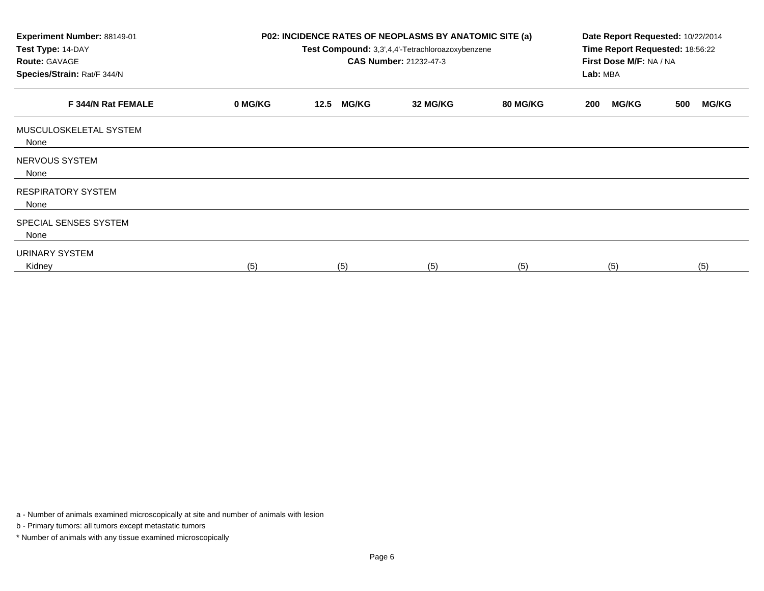**Experiment Number:** 88149-01
**Test Type:** 14-DAY
**Route:** GAVAGE
**Species/Strain:** Rat/F 344/N

**P02: INCIDENCE RATES OF NEOPLASMS BY ANATOMIC SITE (a)**
**Test Compound:** 3,3',4,4'-Tetrachloroazoxybenzene
**CAS Number:** 21232-47-3

**Date Report Requested:** 10/22/2014
**Time Report Requested:** 18:56:22
**First Dose M/F:** NA / NA
**Lab:** MBA

| F 344/N Rat FEMALE | 0 MG/KG | 12.5 MG/KG | 32 MG/KG | 80 MG/KG | 200 MG/KG | 500 MG/KG |
|---|---|---|---|---|---|---|
| MUSCULOSKELETAL SYSTEM | | | | | | |
| None | | | | | | |
| NERVOUS SYSTEM | | | | | | |
| None | | | | | | |
| RESPIRATORY SYSTEM | | | | | | |
| None | | | | | | |
| SPECIAL SENSES SYSTEM | | | | | | |
| None | | | | | | |
| URINARY SYSTEM | | | | | | |
| Kidney | (5) | (5) | (5) | (5) | (5) | (5) |

a - Number of animals examined microscopically at site and number of animals with lesion

b - Primary tumors: all tumors except metastatic tumors

* Number of animals with any tissue examined microscopically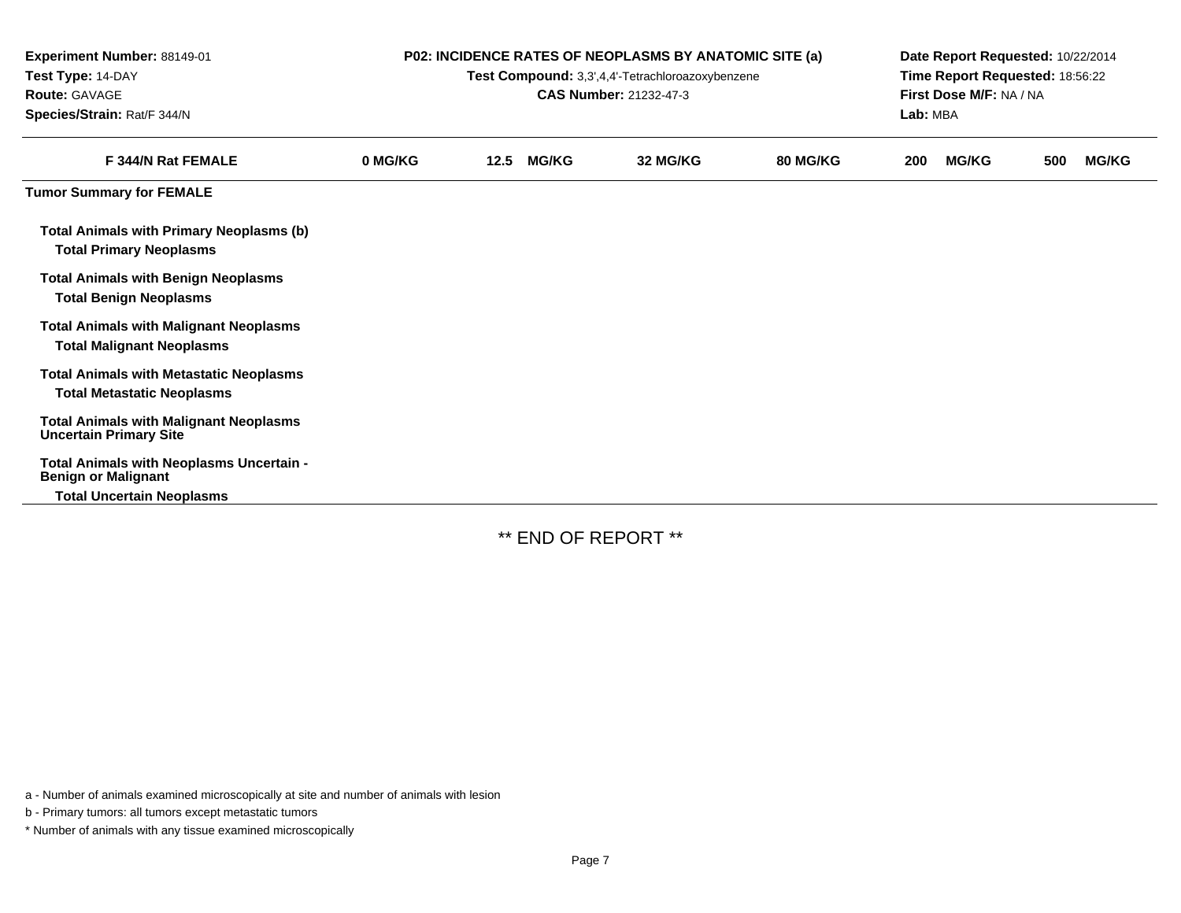**Experiment Number:** 88149-01
**Test Type:** 14-DAY
**Route:** GAVAGE
**Species/Strain:** Rat/F 344/N

**P02: INCIDENCE RATES OF NEOPLASMS BY ANATOMIC SITE (a)**
**Test Compound:** 3,3',4,4'-Tetrachloroazoxybenzene
**CAS Number:** 21232-47-3

**Date Report Requested:** 10/22/2014
**Time Report Requested:** 18:56:22
**First Dose M/F:** NA / NA
**Lab:** MBA

| F 344/N Rat FEMALE | 0 MG/KG | 12.5 MG/KG | 32 MG/KG | 80 MG/KG | 200 MG/KG | 500 MG/KG |
|---|---|---|---|---|---|---|
| **Tumor Summary for FEMALE** | | | | | | |
| **Total Animals with Primary Neoplasms (b)** | | | | | | |
| **Total Primary Neoplasms** | | | | | | |
| **Total Animals with Benign Neoplasms** | | | | | | |
| **Total Benign Neoplasms** | | | | | | |
| **Total Animals with Malignant Neoplasms** | | | | | | |
| **Total Malignant Neoplasms** | | | | | | |
| **Total Animals with Metastatic Neoplasms** | | | | | | |
| **Total Metastatic Neoplasms** | | | | | | |
| **Total Animals with Malignant Neoplasms Uncertain Primary Site** | | | | | | |
| **Total Animals with Neoplasms Uncertain - Benign or Malignant** | | | | | | |
| **Total Uncertain Neoplasms** | | | | | | |

** END OF REPORT **

a - Number of animals examined microscopically at site and number of animals with lesion

b - Primary tumors: all tumors except metastatic tumors

* Number of animals with any tissue examined microscopically